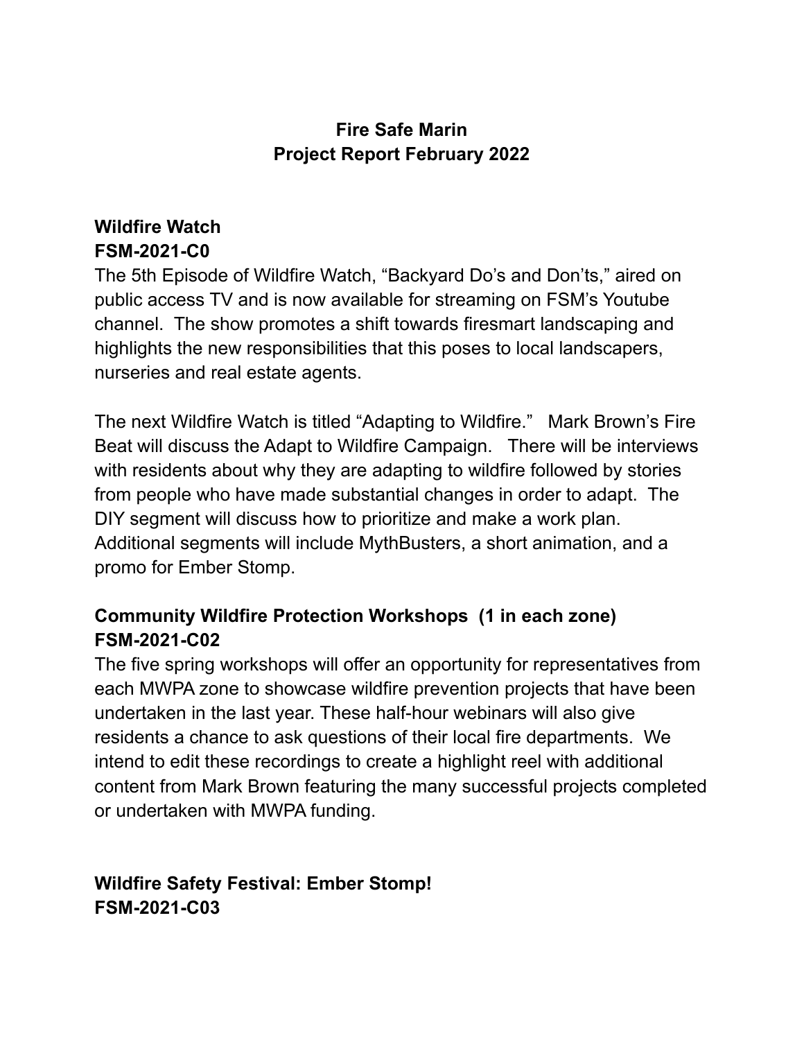# Fire Safe Marin
# Project Report February 2022

## Wildfire Watch
## FSM-2021-C0

The 5th Episode of Wildfire Watch, "Backyard Do's and Don'ts," aired on public access TV and is now available for streaming on FSM's Youtube channel. The show promotes a shift towards firesmart landscaping and highlights the new responsibilities that this poses to local landscapers, nurseries and real estate agents.

The next Wildfire Watch is titled "Adapting to Wildfire." Mark Brown's Fire Beat will discuss the Adapt to Wildfire Campaign. There will be interviews with residents about why they are adapting to wildfire followed by stories from people who have made substantial changes in order to adapt. The DIY segment will discuss how to prioritize and make a work plan. Additional segments will include MythBusters, a short animation, and a promo for Ember Stomp.

## Community Wildfire Protection Workshops (1 in each zone)
## FSM-2021-C02

The five spring workshops will offer an opportunity for representatives from each MWPA zone to showcase wildfire prevention projects that have been undertaken in the last year. These half-hour webinars will also give residents a chance to ask questions of their local fire departments. We intend to edit these recordings to create a highlight reel with additional content from Mark Brown featuring the many successful projects completed or undertaken with MWPA funding.

## Wildfire Safety Festival: Ember Stomp!
## FSM-2021-C03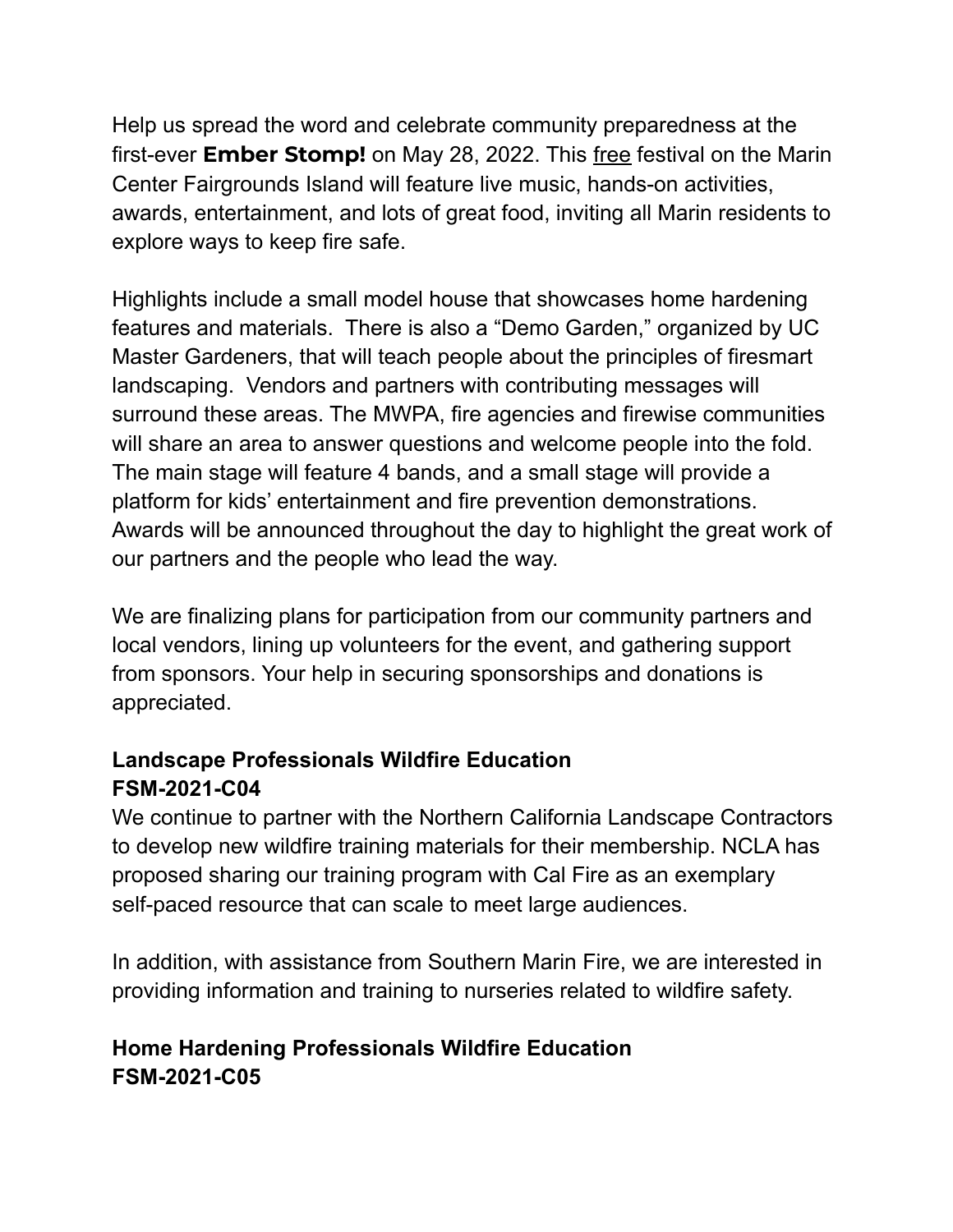Help us spread the word and celebrate community preparedness at the first-ever **Ember Stomp!** on May 28, 2022. This <u>free</u> festival on the Marin Center Fairgrounds Island will feature live music, hands-on activities, awards, entertainment, and lots of great food, inviting all Marin residents to explore ways to keep fire safe.

Highlights include a small model house that showcases home hardening features and materials. There is also a "Demo Garden," organized by UC Master Gardeners, that will teach people about the principles of firesmart landscaping. Vendors and partners with contributing messages will surround these areas. The MWPA, fire agencies and firewise communities will share an area to answer questions and welcome people into the fold. The main stage will feature 4 bands, and a small stage will provide a platform for kids' entertainment and fire prevention demonstrations. Awards will be announced throughout the day to highlight the great work of our partners and the people who lead the way.

We are finalizing plans for participation from our community partners and local vendors, lining up volunteers for the event, and gathering support from sponsors. Your help in securing sponsorships and donations is appreciated.

### Landscape Professionals Wildfire Education
### FSM-2021-C04

We continue to partner with the Northern California Landscape Contractors to develop new wildfire training materials for their membership. NCLA has proposed sharing our training program with Cal Fire as an exemplary self-paced resource that can scale to meet large audiences.

In addition, with assistance from Southern Marin Fire, we are interested in providing information and training to nurseries related to wildfire safety.

### Home Hardening Professionals Wildfire Education
### FSM-2021-C05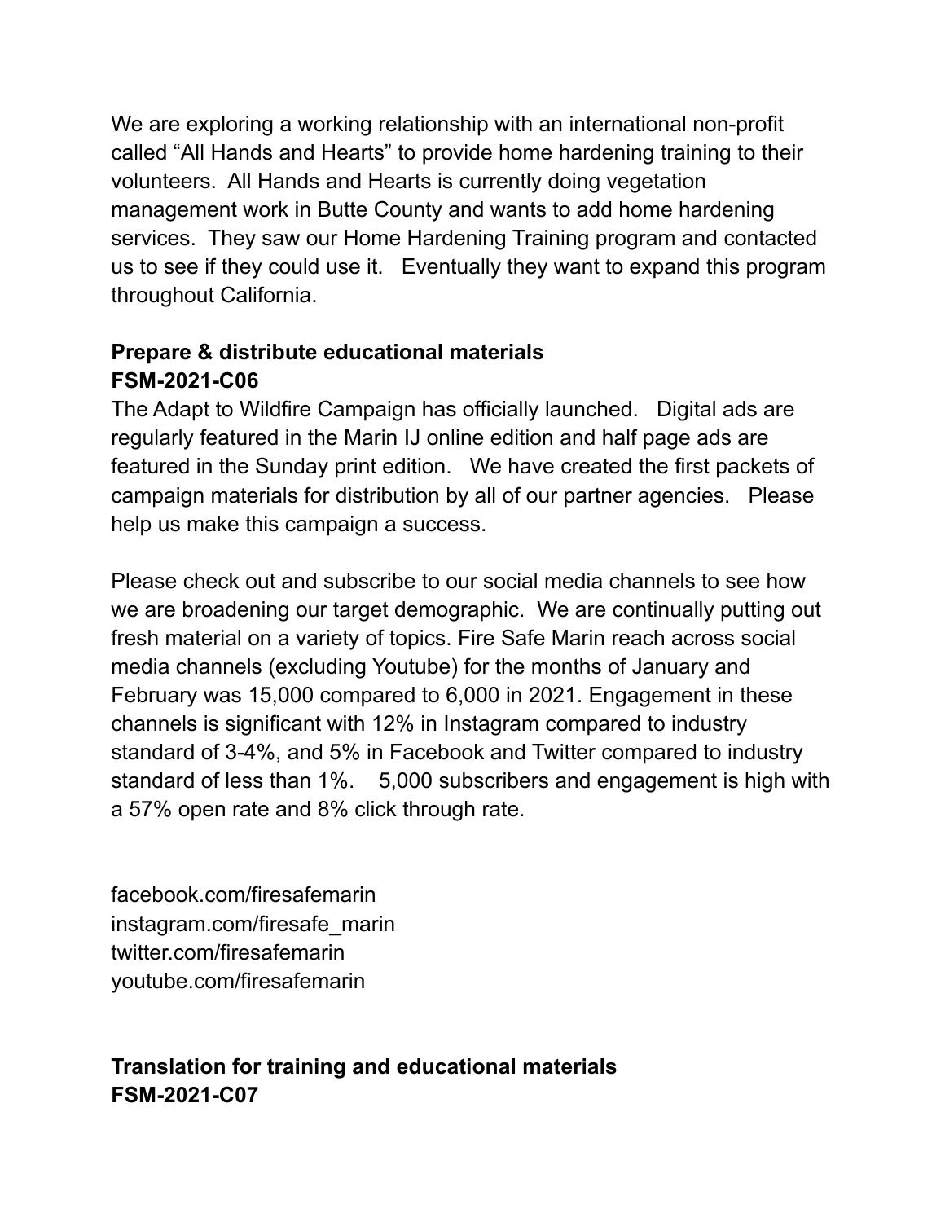We are exploring a working relationship with an international non-profit called "All Hands and Hearts" to provide home hardening training to their volunteers. All Hands and Hearts is currently doing vegetation management work in Butte County and wants to add home hardening services. They saw our Home Hardening Training program and contacted us to see if they could use it. Eventually they want to expand this program throughout California.

**Prepare & distribute educational materials**
**FSM-2021-C06**

The Adapt to Wildfire Campaign has officially launched. Digital ads are regularly featured in the Marin IJ online edition and half page ads are featured in the Sunday print edition. We have created the first packets of campaign materials for distribution by all of our partner agencies. Please help us make this campaign a success.

Please check out and subscribe to our social media channels to see how we are broadening our target demographic. We are continually putting out fresh material on a variety of topics. Fire Safe Marin reach across social media channels (excluding Youtube) for the months of January and February was 15,000 compared to 6,000 in 2021. Engagement in these channels is significant with 12% in Instagram compared to industry standard of 3-4%, and 5% in Facebook and Twitter compared to industry standard of less than 1%. 5,000 subscribers and engagement is high with a 57% open rate and 8% click through rate.

facebook.com/firesafemarin
instagram.com/firesafe_marin
twitter.com/firesafemarin
youtube.com/firesafemarin

**Translation for training and educational materials**
**FSM-2021-C07**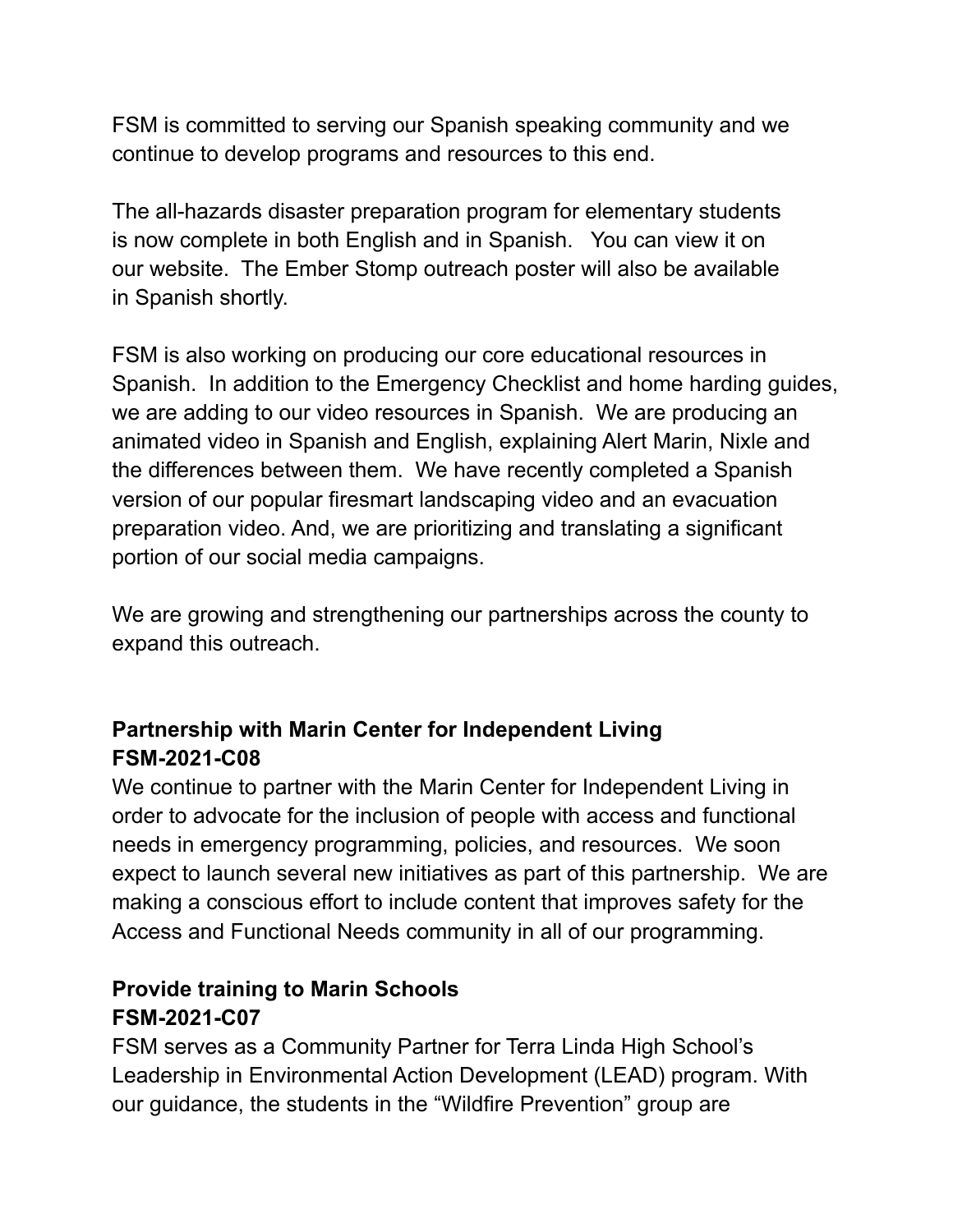FSM is committed to serving our Spanish speaking community and we continue to develop programs and resources to this end.

The all-hazards disaster preparation program for elementary students is now complete in both English and in Spanish. You can view it on our website. The Ember Stomp outreach poster will also be available in Spanish shortly.

FSM is also working on producing our core educational resources in Spanish. In addition to the Emergency Checklist and home harding guides, we are adding to our video resources in Spanish. We are producing an animated video in Spanish and English, explaining Alert Marin, Nixle and the differences between them. We have recently completed a Spanish version of our popular firesmart landscaping video and an evacuation preparation video. And, we are prioritizing and translating a significant portion of our social media campaigns.

We are growing and strengthening our partnerships across the county to expand this outreach.

### Partnership with Marin Center for Independent Living
### FSM-2021-C08

We continue to partner with the Marin Center for Independent Living in order to advocate for the inclusion of people with access and functional needs in emergency programming, policies, and resources. We soon expect to launch several new initiatives as part of this partnership. We are making a conscious effort to include content that improves safety for the Access and Functional Needs community in all of our programming.

### Provide training to Marin Schools
### FSM-2021-C07

FSM serves as a Community Partner for Terra Linda High School's Leadership in Environmental Action Development (LEAD) program. With our guidance, the students in the "Wildfire Prevention" group are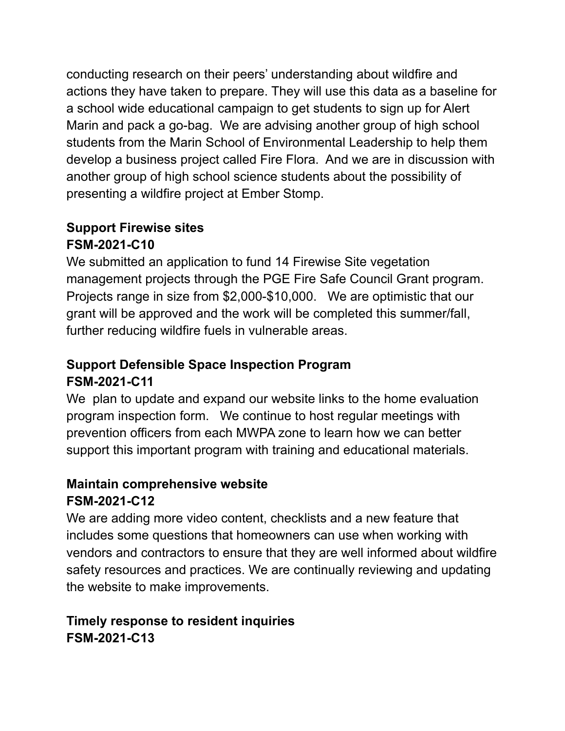conducting research on their peers' understanding about wildfire and actions they have taken to prepare. They will use this data as a baseline for a school wide educational campaign to get students to sign up for Alert Marin and pack a go-bag. We are advising another group of high school students from the Marin School of Environmental Leadership to help them develop a business project called Fire Flora. And we are in discussion with another group of high school science students about the possibility of presenting a wildfire project at Ember Stomp.

**Support Firewise sites**
**FSM-2021-C10**

We submitted an application to fund 14 Firewise Site vegetation management projects through the PGE Fire Safe Council Grant program. Projects range in size from $2,000-$10,000. We are optimistic that our grant will be approved and the work will be completed this summer/fall, further reducing wildfire fuels in vulnerable areas.

**Support Defensible Space Inspection Program**
**FSM-2021-C11**

We plan to update and expand our website links to the home evaluation program inspection form. We continue to host regular meetings with prevention officers from each MWPA zone to learn how we can better support this important program with training and educational materials.

**Maintain comprehensive website**
**FSM-2021-C12**

We are adding more video content, checklists and a new feature that includes some questions that homeowners can use when working with vendors and contractors to ensure that they are well informed about wildfire safety resources and practices. We are continually reviewing and updating the website to make improvements.

**Timely response to resident inquiries**
**FSM-2021-C13**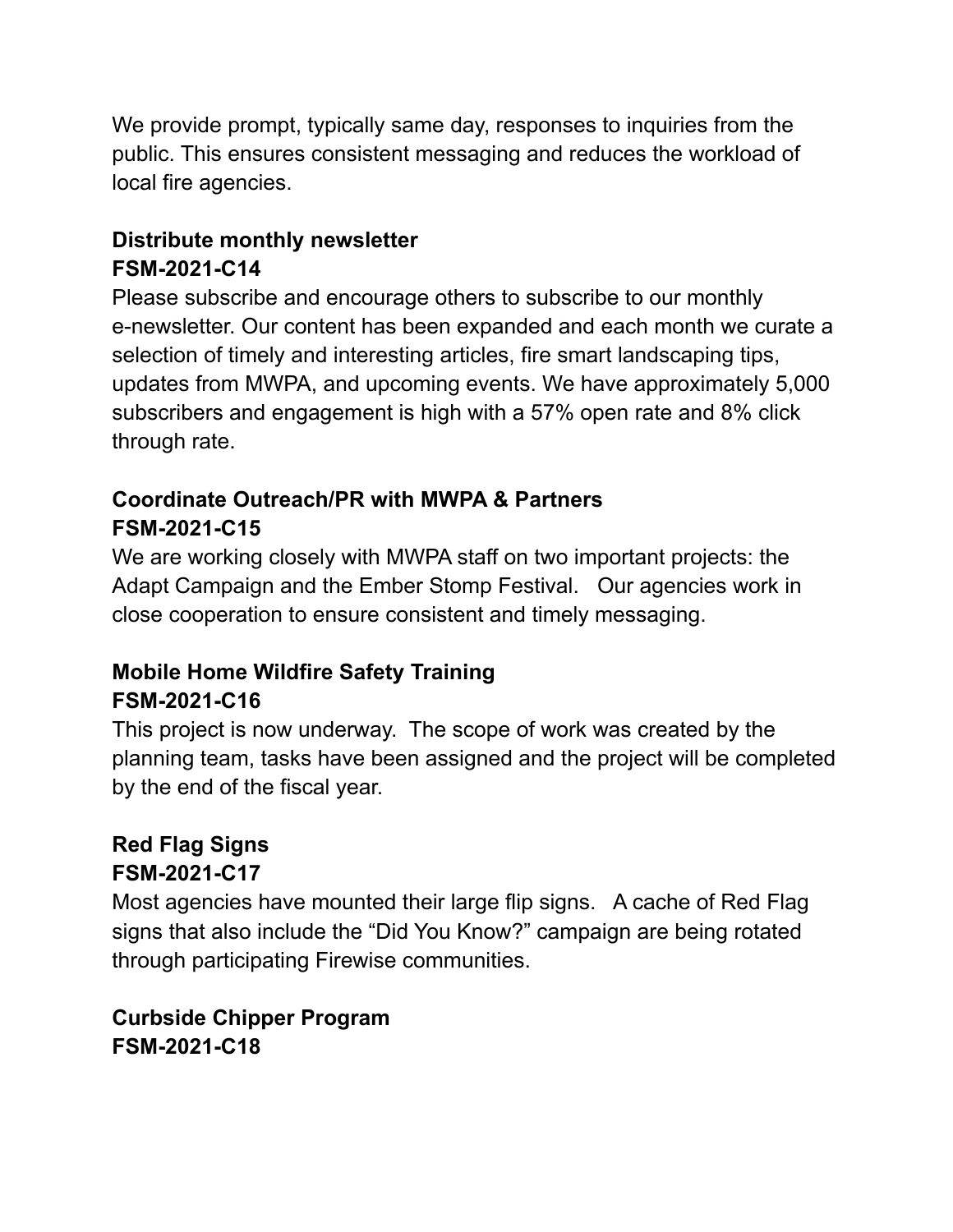We provide prompt, typically same day, responses to inquiries from the public. This ensures consistent messaging and reduces the workload of local fire agencies.

**Distribute monthly newsletter**
**FSM-2021-C14**

Please subscribe and encourage others to subscribe to our monthly e-newsletter. Our content has been expanded and each month we curate a selection of timely and interesting articles, fire smart landscaping tips, updates from MWPA, and upcoming events. We have approximately 5,000 subscribers and engagement is high with a 57% open rate and 8% click through rate.

**Coordinate Outreach/PR with MWPA & Partners**
**FSM-2021-C15**

We are working closely with MWPA staff on two important projects: the Adapt Campaign and the Ember Stomp Festival. Our agencies work in close cooperation to ensure consistent and timely messaging.

**Mobile Home Wildfire Safety Training**
**FSM-2021-C16**

This project is now underway. The scope of work was created by the planning team, tasks have been assigned and the project will be completed by the end of the fiscal year.

**Red Flag Signs**
**FSM-2021-C17**

Most agencies have mounted their large flip signs. A cache of Red Flag signs that also include the “Did You Know?” campaign are being rotated through participating Firewise communities.

**Curbside Chipper Program**
**FSM-2021-C18**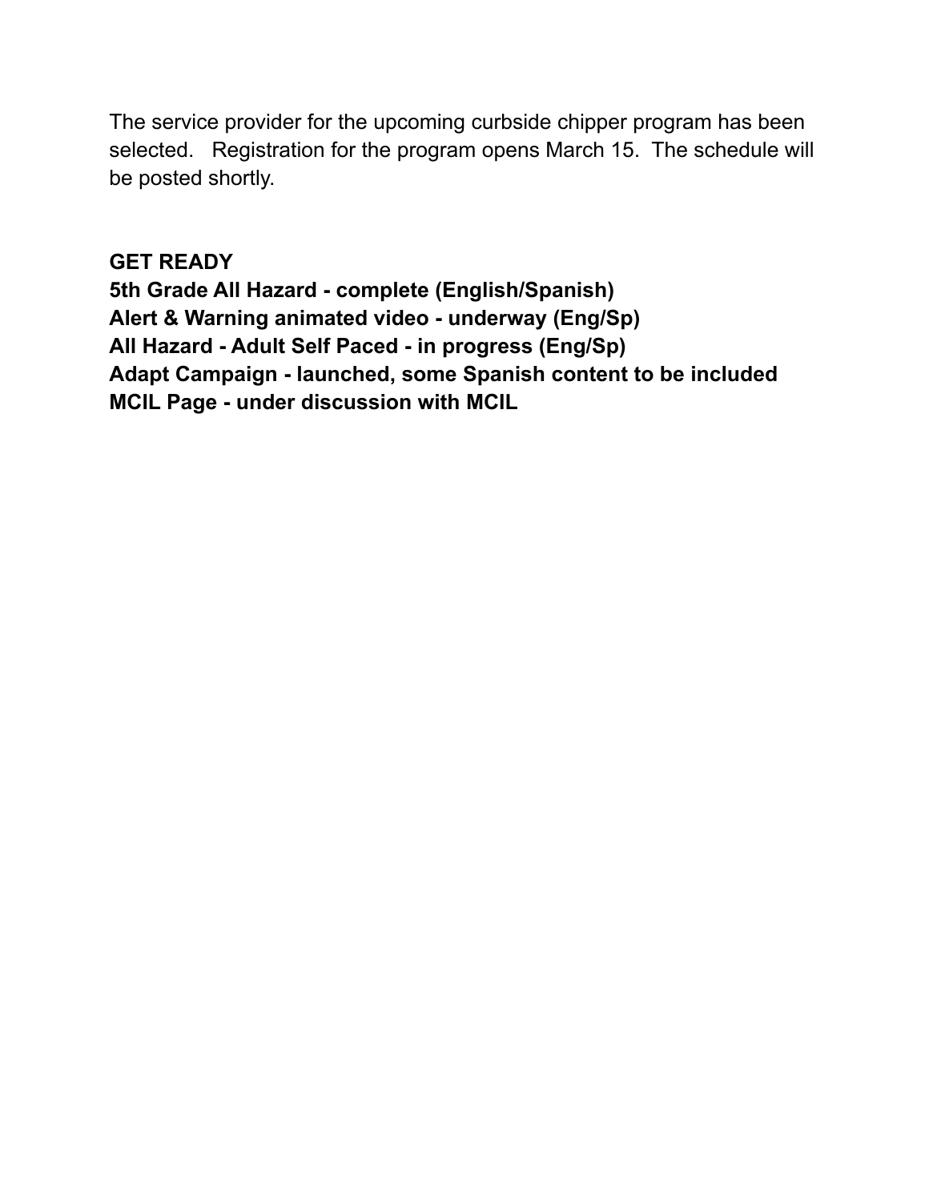The service provider for the upcoming curbside chipper program has been selected. Registration for the program opens March 15. The schedule will be posted shortly.

**GET READY**
**5th Grade All Hazard - complete (English/Spanish)**
**Alert & Warning animated video - underway (Eng/Sp)**
**All Hazard - Adult Self Paced - in progress (Eng/Sp)**
**Adapt Campaign - launched, some Spanish content to be included**
**MCIL Page - under discussion with MCIL**